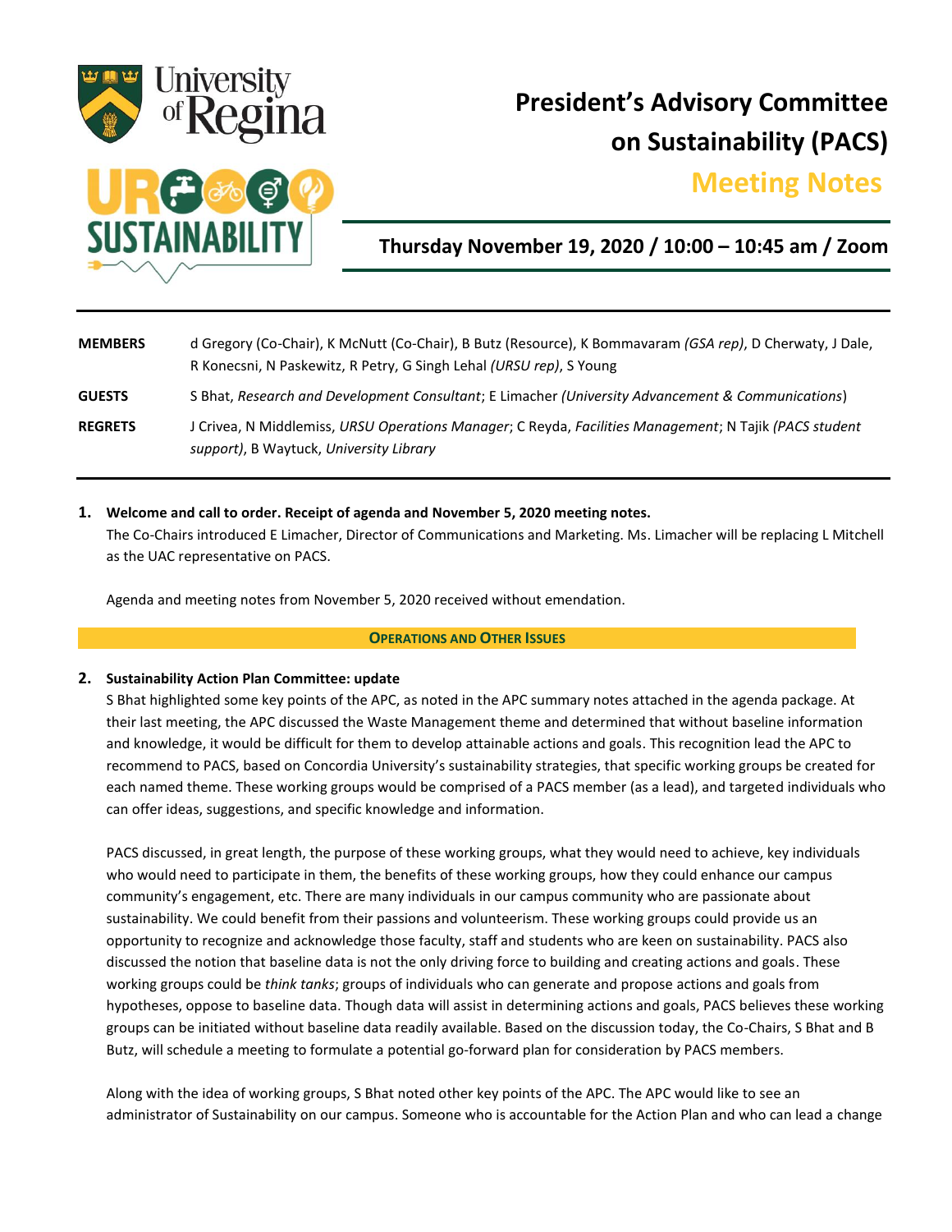University of Regina

UR SUSTAINABILITY

# President's Advisory Committee on Sustainability (PACS)

## Meeting Notes

**Thursday November 19, 2020 / 10:00 – 10:45 am / Zoom**

| | |
|---|---|
| **MEMBERS** | d Gregory (Co-Chair), K McNutt (Co-Chair), B Butz (Resource), K Bommavaram *(GSA rep)*, D Cherwaty, J Dale, R Konecsni, N Paskewitz, R Petry, G Singh Lehal *(URSU rep)*, S Young |
| **GUESTS** | S Bhat, *Research and Development Consultant*; E Limacher *(University Advancement & Communications)* |
| **REGRETS** | J Crivea, N Middlemiss, *URSU Operations Manager*; C Reyda, *Facilities Management*; N Tajik *(PACS student support)*, B Waytuck, *University Library* |

1. **Welcome and call to order. Receipt of agenda and November 5, 2020 meeting notes.**

   The Co-Chairs introduced E Limacher, Director of Communications and Marketing. Ms. Limacher will be replacing L Mitchell as the UAC representative on PACS.

   Agenda and meeting notes from November 5, 2020 received without emendation.

**OPERATIONS AND OTHER ISSUES**

2. **Sustainability Action Plan Committee: update**

   S Bhat highlighted some key points of the APC, as noted in the APC summary notes attached in the agenda package. At their last meeting, the APC discussed the Waste Management theme and determined that without baseline information and knowledge, it would be difficult for them to develop attainable actions and goals. This recognition lead the APC to recommend to PACS, based on Concordia University's sustainability strategies, that specific working groups be created for each named theme. These working groups would be comprised of a PACS member (as a lead), and targeted individuals who can offer ideas, suggestions, and specific knowledge and information.

   PACS discussed, in great length, the purpose of these working groups, what they would need to achieve, key individuals who would need to participate in them, the benefits of these working groups, how they could enhance our campus community's engagement, etc. There are many individuals in our campus community who are passionate about sustainability. We could benefit from their passions and volunteerism. These working groups could provide us an opportunity to recognize and acknowledge those faculty, staff and students who are keen on sustainability. PACS also discussed the notion that baseline data is not the only driving force to building and creating actions and goals. These working groups could be *think tanks*; groups of individuals who can generate and propose actions and goals from hypotheses, oppose to baseline data. Though data will assist in determining actions and goals, PACS believes these working groups can be initiated without baseline data readily available. Based on the discussion today, the Co-Chairs, S Bhat and B Butz, will schedule a meeting to formulate a potential go-forward plan for consideration by PACS members.

   Along with the idea of working groups, S Bhat noted other key points of the APC. The APC would like to see an administrator of Sustainability on our campus. Someone who is accountable for the Action Plan and who can lead a change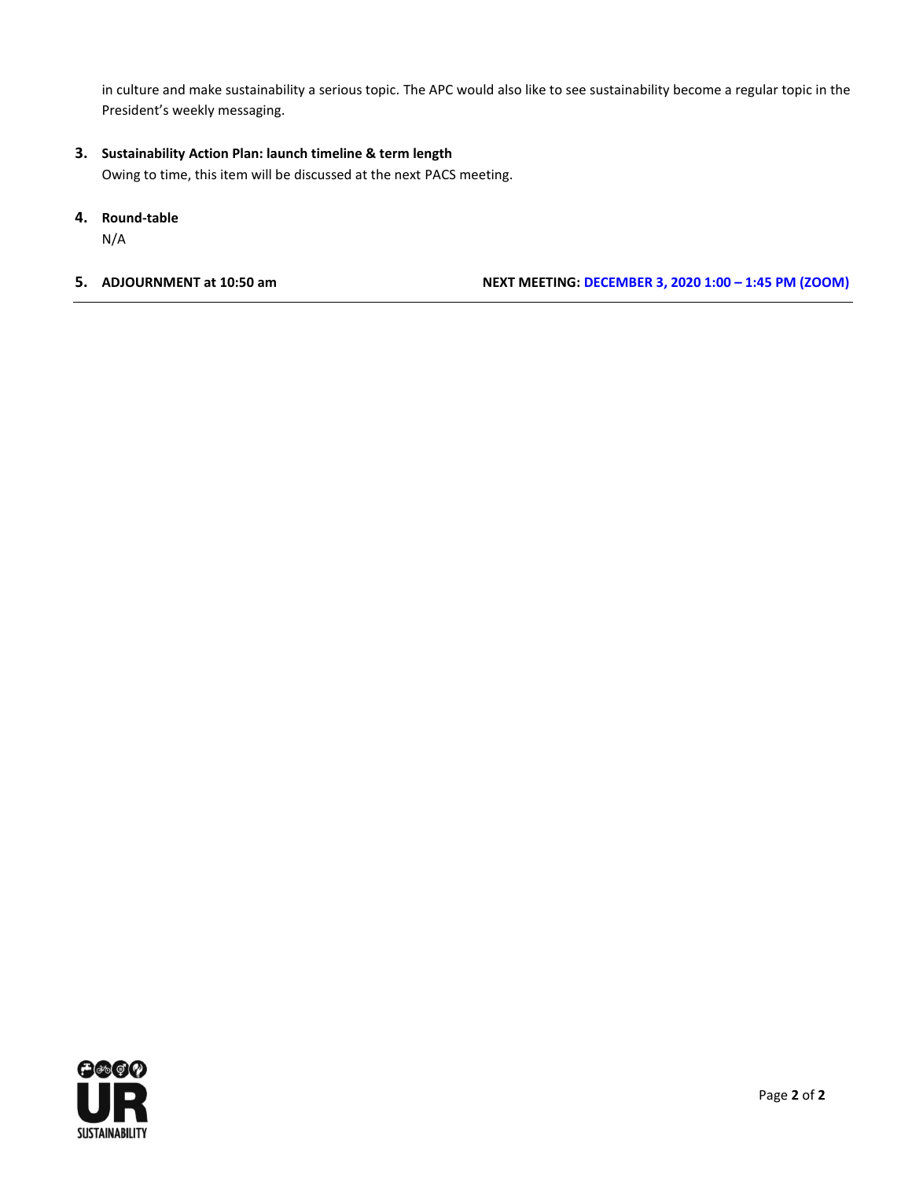in culture and make sustainability a serious topic. The APC would also like to see sustainability become a regular topic in the President's weekly messaging.

**3. Sustainability Action Plan: launch timeline & term length**

Owing to time, this item will be discussed at the next PACS meeting.

**4. Round-table**

N/A

**5. ADJOURNMENT at 10:50 am**

**NEXT MEETING: DECEMBER 3, 2020 1:00 – 1:45 PM (ZOOM)**

---

UR SUSTAINABILITY